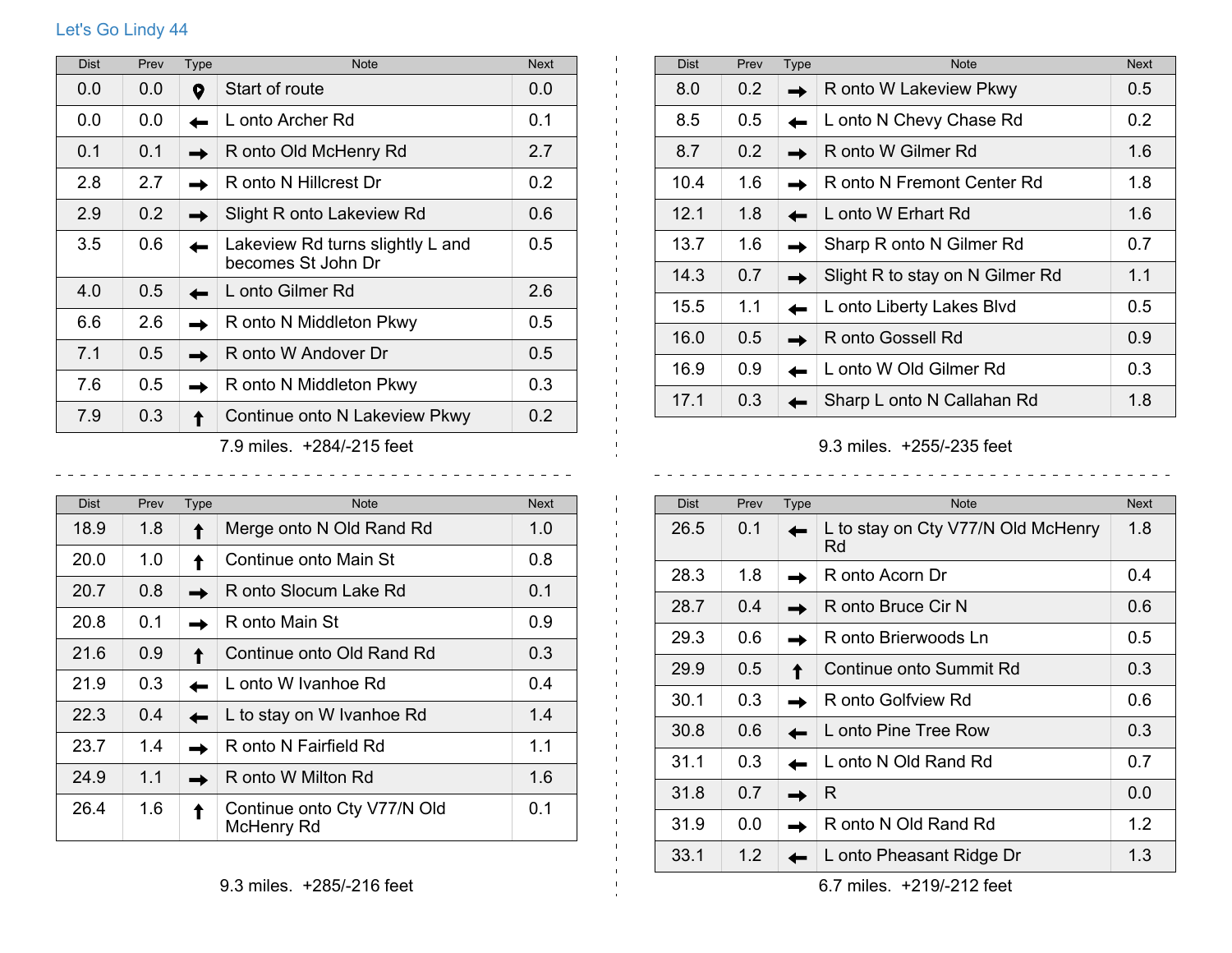Let's Go Lindy 44

| Dist | Prev | Type | Note | Next |
| --- | --- | --- | --- | --- |
| 0.0 | 0.0 | Start | Start of route | 0.0 |
| 0.0 | 0.0 | ← | L onto Archer Rd | 0.1 |
| 0.1 | 0.1 | → | R onto Old McHenry Rd | 2.7 |
| 2.8 | 2.7 | → | R onto N Hillcrest Dr | 0.2 |
| 2.9 | 0.2 | → | Slight R onto Lakeview Rd | 0.6 |
| 3.5 | 0.6 | ← | Lakeview Rd turns slightly L and becomes St John Dr | 0.5 |
| 4.0 | 0.5 | ← | L onto Gilmer Rd | 2.6 |
| 6.6 | 2.6 | → | R onto N Middleton Pkwy | 0.5 |
| 7.1 | 0.5 | → | R onto W Andover Dr | 0.5 |
| 7.6 | 0.5 | → | R onto N Middleton Pkwy | 0.3 |
| 7.9 | 0.3 | ↑ | Continue onto N Lakeview Pkwy | 0.2 |

7.9 miles. +284/-215 feet

| Dist | Prev | Type | Note | Next |
| --- | --- | --- | --- | --- |
| 8.0 | 0.2 | → | R onto W Lakeview Pkwy | 0.5 |
| 8.5 | 0.5 | ← | L onto N Chevy Chase Rd | 0.2 |
| 8.7 | 0.2 | → | R onto W Gilmer Rd | 1.6 |
| 10.4 | 1.6 | → | R onto N Fremont Center Rd | 1.8 |
| 12.1 | 1.8 | ← | L onto W Erhart Rd | 1.6 |
| 13.7 | 1.6 | → | Sharp R onto N Gilmer Rd | 0.7 |
| 14.3 | 0.7 | → | Slight R to stay on N Gilmer Rd | 1.1 |
| 15.5 | 1.1 | ← | L onto Liberty Lakes Blvd | 0.5 |
| 16.0 | 0.5 | → | R onto Gossell Rd | 0.9 |
| 16.9 | 0.9 | ← | L onto W Old Gilmer Rd | 0.3 |
| 17.1 | 0.3 | ← | Sharp L onto N Callahan Rd | 1.8 |

9.3 miles. +255/-235 feet

| Dist | Prev | Type | Note | Next |
| --- | --- | --- | --- | --- |
| 18.9 | 1.8 | ↑ | Merge onto N Old Rand Rd | 1.0 |
| 20.0 | 1.0 | ↑ | Continue onto Main St | 0.8 |
| 20.7 | 0.8 | → | R onto Slocum Lake Rd | 0.1 |
| 20.8 | 0.1 | → | R onto Main St | 0.9 |
| 21.6 | 0.9 | ↑ | Continue onto Old Rand Rd | 0.3 |
| 21.9 | 0.3 | ← | L onto W Ivanhoe Rd | 0.4 |
| 22.3 | 0.4 | ← | L to stay on W Ivanhoe Rd | 1.4 |
| 23.7 | 1.4 | → | R onto N Fairfield Rd | 1.1 |
| 24.9 | 1.1 | → | R onto W Milton Rd | 1.6 |
| 26.4 | 1.6 | ↑ | Continue onto Cty V77/N Old McHenry Rd | 0.1 |

9.3 miles. +285/-216 feet

| Dist | Prev | Type | Note | Next |
| --- | --- | --- | --- | --- |
| 26.5 | 0.1 | ← | L to stay on Cty V77/N Old McHenry Rd | 1.8 |
| 28.3 | 1.8 | → | R onto Acorn Dr | 0.4 |
| 28.7 | 0.4 | → | R onto Bruce Cir N | 0.6 |
| 29.3 | 0.6 | → | R onto Brierwoods Ln | 0.5 |
| 29.9 | 0.5 | ↑ | Continue onto Summit Rd | 0.3 |
| 30.1 | 0.3 | → | R onto Golfview Rd | 0.6 |
| 30.8 | 0.6 | ← | L onto Pine Tree Row | 0.3 |
| 31.1 | 0.3 | ← | L onto N Old Rand Rd | 0.7 |
| 31.8 | 0.7 | → | R | 0.0 |
| 31.9 | 0.0 | → | R onto N Old Rand Rd | 1.2 |
| 33.1 | 1.2 | ← | L onto Pheasant Ridge Dr | 1.3 |

6.7 miles. +219/-212 feet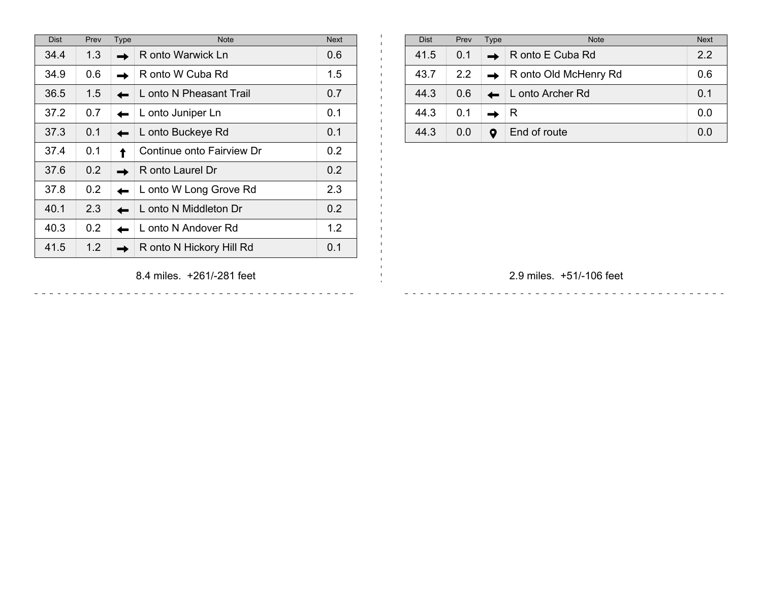| Dist | Prev | Type | Note | Next |
|---|---|---|---|---|
| 34.4 | 1.3 | → | R onto Warwick Ln | 0.6 |
| 34.9 | 0.6 | → | R onto W Cuba Rd | 1.5 |
| 36.5 | 1.5 | ← | L onto N Pheasant Trail | 0.7 |
| 37.2 | 0.7 | ← | L onto Juniper Ln | 0.1 |
| 37.3 | 0.1 | ← | L onto Buckeye Rd | 0.1 |
| 37.4 | 0.1 | ↑ | Continue onto Fairview Dr | 0.2 |
| 37.6 | 0.2 | → | R onto Laurel Dr | 0.2 |
| 37.8 | 0.2 | ← | L onto W Long Grove Rd | 2.3 |
| 40.1 | 2.3 | ← | L onto N Middleton Dr | 0.2 |
| 40.3 | 0.2 | ← | L onto N Andover Rd | 1.2 |
| 41.5 | 1.2 | → | R onto N Hickory Hill Rd | 0.1 |

8.4 miles. +261/-281 feet

| Dist | Prev | Type | Note | Next |
|---|---|---|---|---|
| 41.5 | 0.1 | → | R onto E Cuba Rd | 2.2 |
| 43.7 | 2.2 | → | R onto Old McHenry Rd | 0.6 |
| 44.3 | 0.6 | ← | L onto Archer Rd | 0.1 |
| 44.3 | 0.1 | → | R | 0.0 |
| 44.3 | 0.0 | 📍 | End of route | 0.0 |

2.9 miles. +51/-106 feet